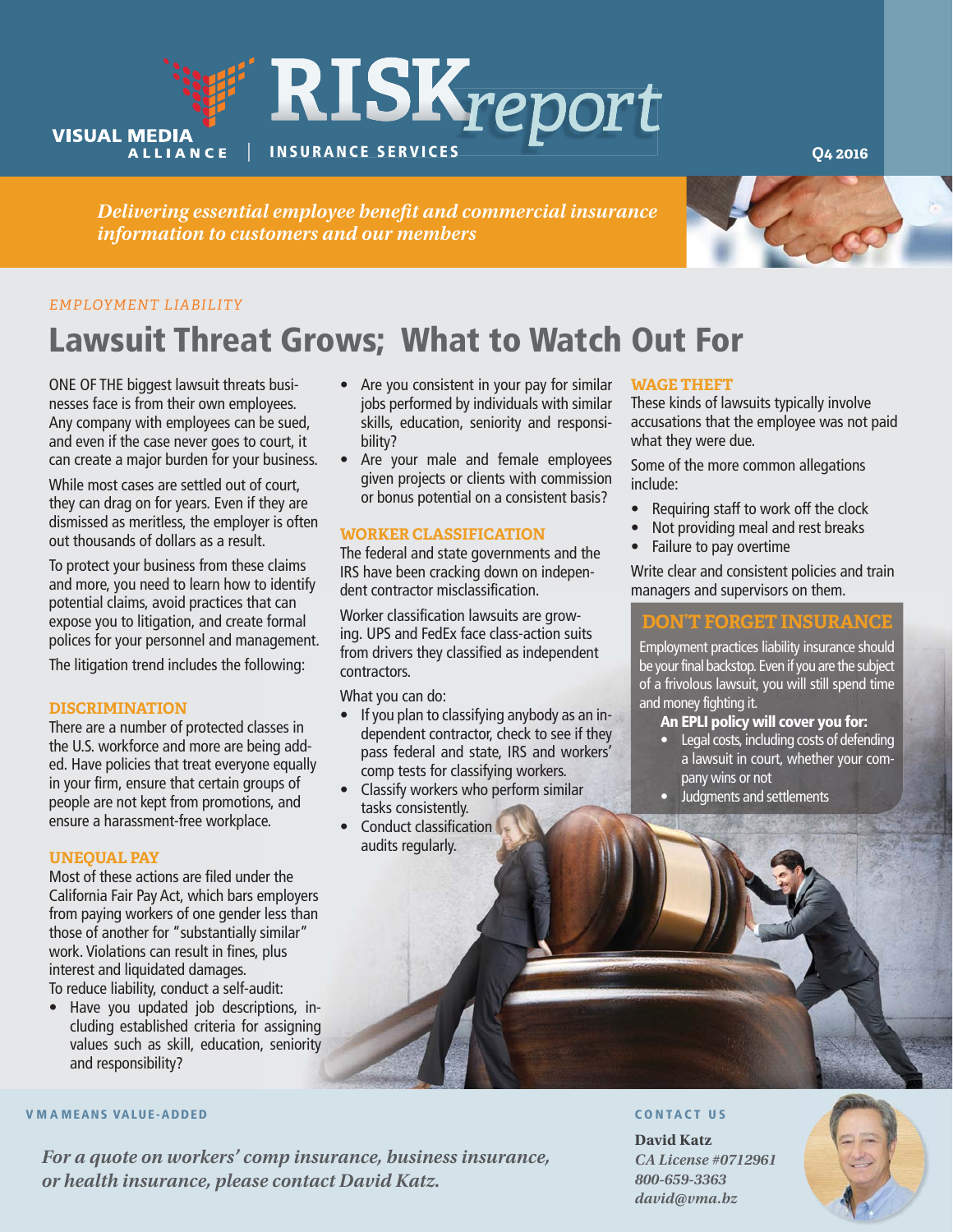# RISK report

VISUAL MEDIA ALLIANCE | INSURANCE SERVICES

Q4 2016

*Delivering essential employee benefit and commercial insurance information to customers and our members*

*EMPLOYMENT LIABILITY*

## Lawsuit Threat Grows; What to Watch Out For

ONE OF THE biggest lawsuit threats businesses face is from their own employees. Any company with employees can be sued, and even if the case never goes to court, it can create a major burden for your business.

While most cases are settled out of court, they can drag on for years. Even if they are dismissed as meritless, the employer is often out thousands of dollars as a result.

To protect your business from these claims and more, you need to learn how to identify potential claims, avoid practices that can expose you to litigation, and create formal polices for your personnel and management.

The litigation trend includes the following:

### DISCRIMINATION

There are a number of protected classes in the U.S. workforce and more are being added. Have policies that treat everyone equally in your firm, ensure that certain groups of people are not kept from promotions, and ensure a harassment-free workplace.

### UNEQUAL PAY

Most of these actions are filed under the California Fair Pay Act, which bars employers from paying workers of one gender less than those of another for "substantially similar" work. Violations can result in fines, plus interest and liquidated damages.

To reduce liability, conduct a self-audit:

- Have you updated job descriptions, including established criteria for assigning values such as skill, education, seniority and responsibility?
- Are you consistent in your pay for similar jobs performed by individuals with similar skills, education, seniority and responsibility?
- Are your male and female employees given projects or clients with commission or bonus potential on a consistent basis?

### WORKER CLASSIFICATION

The federal and state governments and the IRS have been cracking down on independent contractor misclassification.

Worker classification lawsuits are growing. UPS and FedEx face class-action suits from drivers they classified as independent contractors.

What you can do:

- If you plan to classifying anybody as an independent contractor, check to see if they pass federal and state, IRS and workers' comp tests for classifying workers.
- Classify workers who perform similar tasks consistently.
- Conduct classification audits regularly.

### WAGE THEFT

These kinds of lawsuits typically involve accusations that the employee was not paid what they were due.

Some of the more common allegations include:

- Requiring staff to work off the clock
- Not providing meal and rest breaks
- Failure to pay overtime

Write clear and consistent policies and train managers and supervisors on them.

### DON'T FORGET INSURANCE

Employment practices liability insurance should be your final backstop. Even if you are the subject of a frivolous lawsuit, you will still spend time and money fighting it.

**An EPLI policy will cover you for:**

- Legal costs, including costs of defending a lawsuit in court, whether your company wins or not
- Judgments and settlements

VMA MEANS VALUE-ADDED

***For a quote on workers' comp insurance, business insurance, or health insurance, please contact David Katz.***

CONTACT US

**David Katz**
*CA License #0712961*
*800-659-3363*
*david@vma.bz*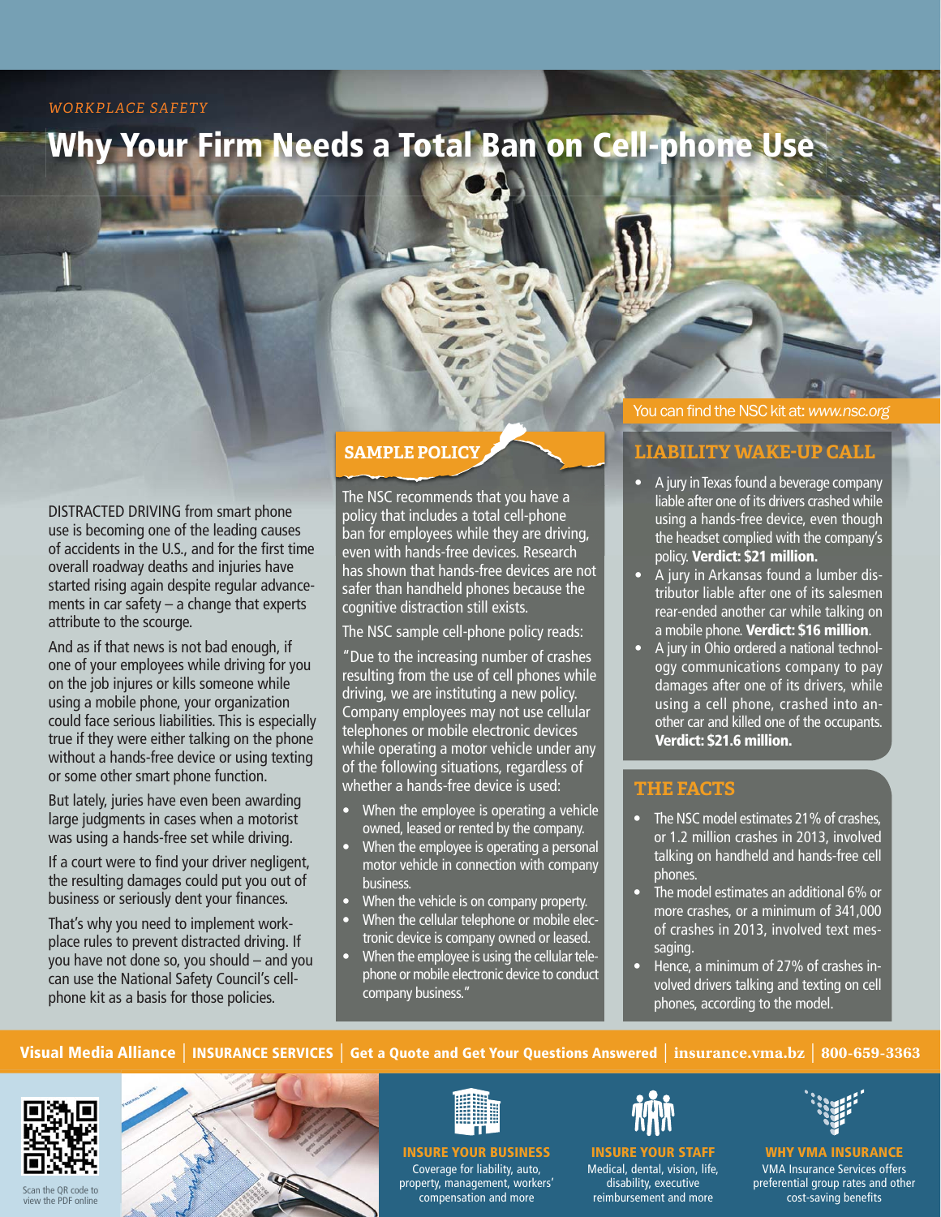*WORKPLACE SAFETY*

# Why Your Firm Needs a Total Ban on Cell-phone Use

DISTRACTED DRIVING from smart phone use is becoming one of the leading causes of accidents in the U.S., and for the first time overall roadway deaths and injuries have started rising again despite regular advancements in car safety – a change that experts attribute to the scourge.

And as if that news is not bad enough, if one of your employees while driving for you on the job injures or kills someone while using a mobile phone, your organization could face serious liabilities. This is especially true if they were either talking on the phone without a hands-free device or using texting or some other smart phone function.

But lately, juries have even been awarding large judgments in cases when a motorist was using a hands-free set while driving.

If a court were to find your driver negligent, the resulting damages could put you out of business or seriously dent your finances.

That's why you need to implement workplace rules to prevent distracted driving. If you have not done so, you should – and you can use the National Safety Council's cell-phone kit as a basis for those policies.

## SAMPLE POLICY

The NSC recommends that you have a policy that includes a total cell-phone ban for employees while they are driving, even with hands-free devices. Research has shown that hands-free devices are not safer than handheld phones because the cognitive distraction still exists.

The NSC sample cell-phone policy reads:

"Due to the increasing number of crashes resulting from the use of cell phones while driving, we are instituting a new policy. Company employees may not use cellular telephones or mobile electronic devices while operating a motor vehicle under any of the following situations, regardless of whether a hands-free device is used:

- When the employee is operating a vehicle owned, leased or rented by the company.
- When the employee is operating a personal motor vehicle in connection with company business.
- When the vehicle is on company property.
- When the cellular telephone or mobile electronic device is company owned or leased.
- When the employee is using the cellular telephone or mobile electronic device to conduct company business."

You can find the NSC kit at: *www.nsc.org*

## LIABILITY WAKE-UP CALL

- A jury in Texas found a beverage company liable after one of its drivers crashed while using a hands-free device, even though the headset complied with the company's policy. **Verdict: $21 million.**
- A jury in Arkansas found a lumber distributor liable after one of its salesmen rear-ended another car while talking on a mobile phone. **Verdict: $16 million**.
- A jury in Ohio ordered a national technology communications company to pay damages after one of its drivers, while using a cell phone, crashed into another car and killed one of the occupants. **Verdict: $21.6 million.**

## THE FACTS

- The NSC model estimates 21% of crashes, or 1.2 million crashes in 2013, involved talking on handheld and hands-free cell phones.
- The model estimates an additional 6% or more crashes, or a minimum of 341,000 of crashes in 2013, involved text messaging.
- Hence, a minimum of 27% of crashes involved drivers talking and texting on cell phones, according to the model.

**Visual Media Alliance** | **INSURANCE SERVICES** | **Get a Quote and Get Your Questions Answered** | **insurance.vma.bz** | **800-659-3363**

Scan the QR code to view the PDF online

**INSURE YOUR BUSINESS**
Coverage for liability, auto, property, management, workers' compensation and more

**INSURE YOUR STAFF**
Medical, dental, vision, life, disability, executive reimbursement and more

**WHY VMA INSURANCE**
VMA Insurance Services offers preferential group rates and other cost-saving benefits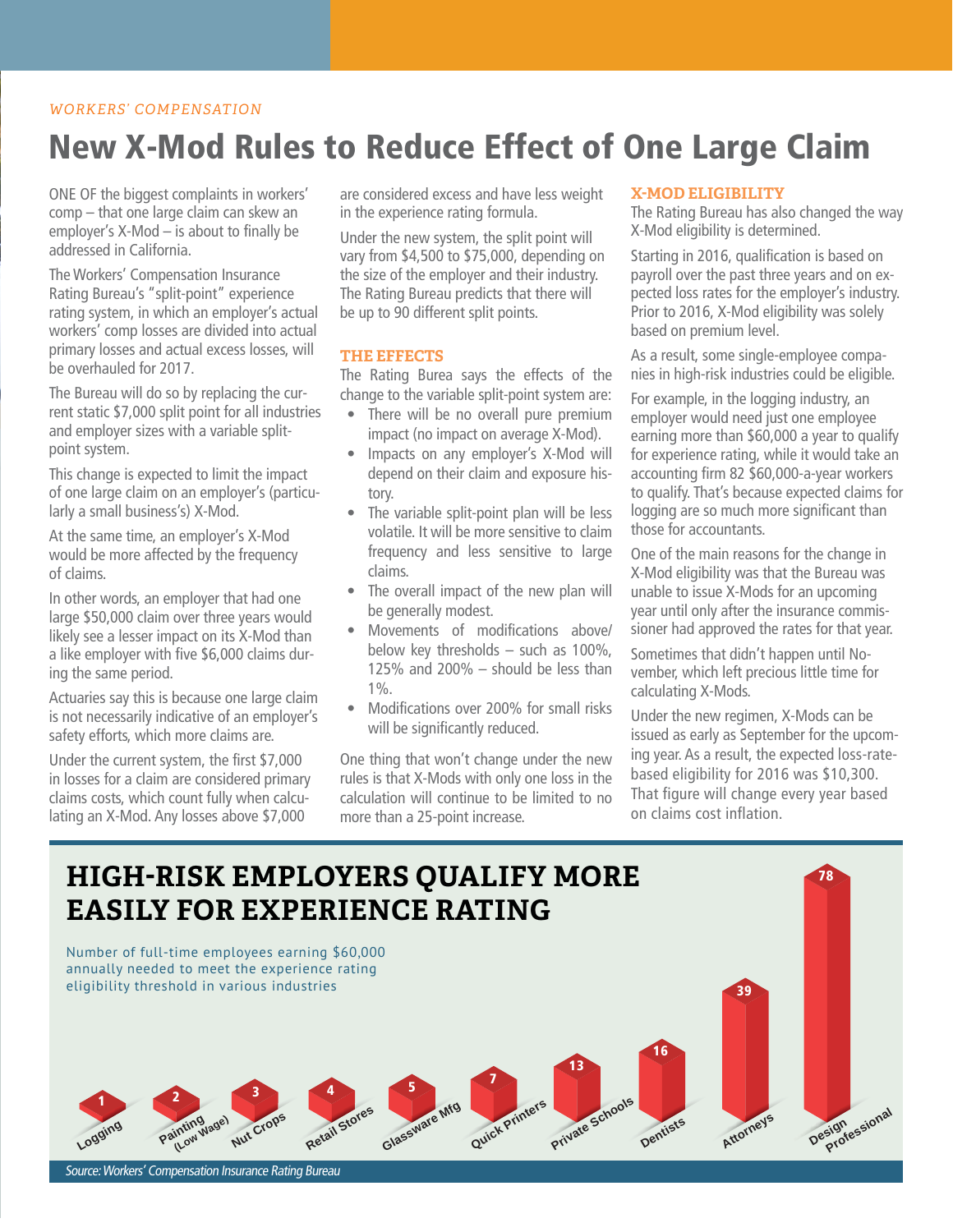*WORKERS' COMPENSATION*

# New X-Mod Rules to Reduce Effect of One Large Claim

ONE OF the biggest complaints in workers' comp – that one large claim can skew an employer's X-Mod – is about to finally be addressed in California.

The Workers' Compensation Insurance Rating Bureau's "split-point" experience rating system, in which an employer's actual workers' comp losses are divided into actual primary losses and actual excess losses, will be overhauled for 2017.

The Bureau will do so by replacing the current static $7,000 split point for all industries and employer sizes with a variable split-point system.

This change is expected to limit the impact of one large claim on an employer's (particularly a small business's) X-Mod.

At the same time, an employer's X-Mod would be more affected by the frequency of claims.

In other words, an employer that had one large $50,000 claim over three years would likely see a lesser impact on its X-Mod than a like employer with five $6,000 claims during the same period.

Actuaries say this is because one large claim is not necessarily indicative of an employer's safety efforts, which more claims are.

Under the current system, the first $7,000 in losses for a claim are considered primary claims costs, which count fully when calculating an X-Mod. Any losses above $7,000 are considered excess and have less weight in the experience rating formula.

Under the new system, the split point will vary from $4,500 to $75,000, depending on the size of the employer and their industry. The Rating Bureau predicts that there will be up to 90 different split points.

## THE EFFECTS

The Rating Burea says the effects of the change to the variable split-point system are:

- There will be no overall pure premium impact (no impact on average X-Mod).
- Impacts on any employer's X-Mod will depend on their claim and exposure history.
- The variable split-point plan will be less volatile. It will be more sensitive to claim frequency and less sensitive to large claims.
- The overall impact of the new plan will be generally modest.
- Movements of modifications above/below key thresholds – such as 100%, 125% and 200% – should be less than 1%.
- Modifications over 200% for small risks will be significantly reduced.

One thing that won't change under the new rules is that X-Mods with only one loss in the calculation will continue to be limited to no more than a 25-point increase.

## X-MOD ELIGIBILITY

The Rating Bureau has also changed the way X-Mod eligibility is determined.

Starting in 2016, qualification is based on payroll over the past three years and on expected loss rates for the employer's industry. Prior to 2016, X-Mod eligibility was solely based on premium level.

As a result, some single-employee companies in high-risk industries could be eligible.

For example, in the logging industry, an employer would need just one employee earning more than $60,000 a year to qualify for experience rating, while it would take an accounting firm 82 $60,000-a-year workers to qualify. That's because expected claims for logging are so much more significant than those for accountants.

One of the main reasons for the change in X-Mod eligibility was that the Bureau was unable to issue X-Mods for an upcoming year until only after the insurance commissioner had approved the rates for that year.

Sometimes that didn't happen until November, which left precious little time for calculating X-Mods.

Under the new regimen, X-Mods can be issued as early as September for the upcoming year. As a result, the expected loss-rate-based eligibility for 2016 was $10,300. That figure will change every year based on claims cost inflation.

## HIGH-RISK EMPLOYERS QUALIFY MORE EASILY FOR EXPERIENCE RATING

Number of full-time employees earning $60,000 annually needed to meet the experience rating eligibility threshold in various industries

1 Logging
2 Painting (Low Wage)
3 Nut Crops
4 Retail Stores
5 Glassware Mfg
7 Quick Printers
13 Private Schools
16 Dentists
39 Attorneys
78 Design Professional

*Source: Workers' Compensation Insurance Rating Bureau*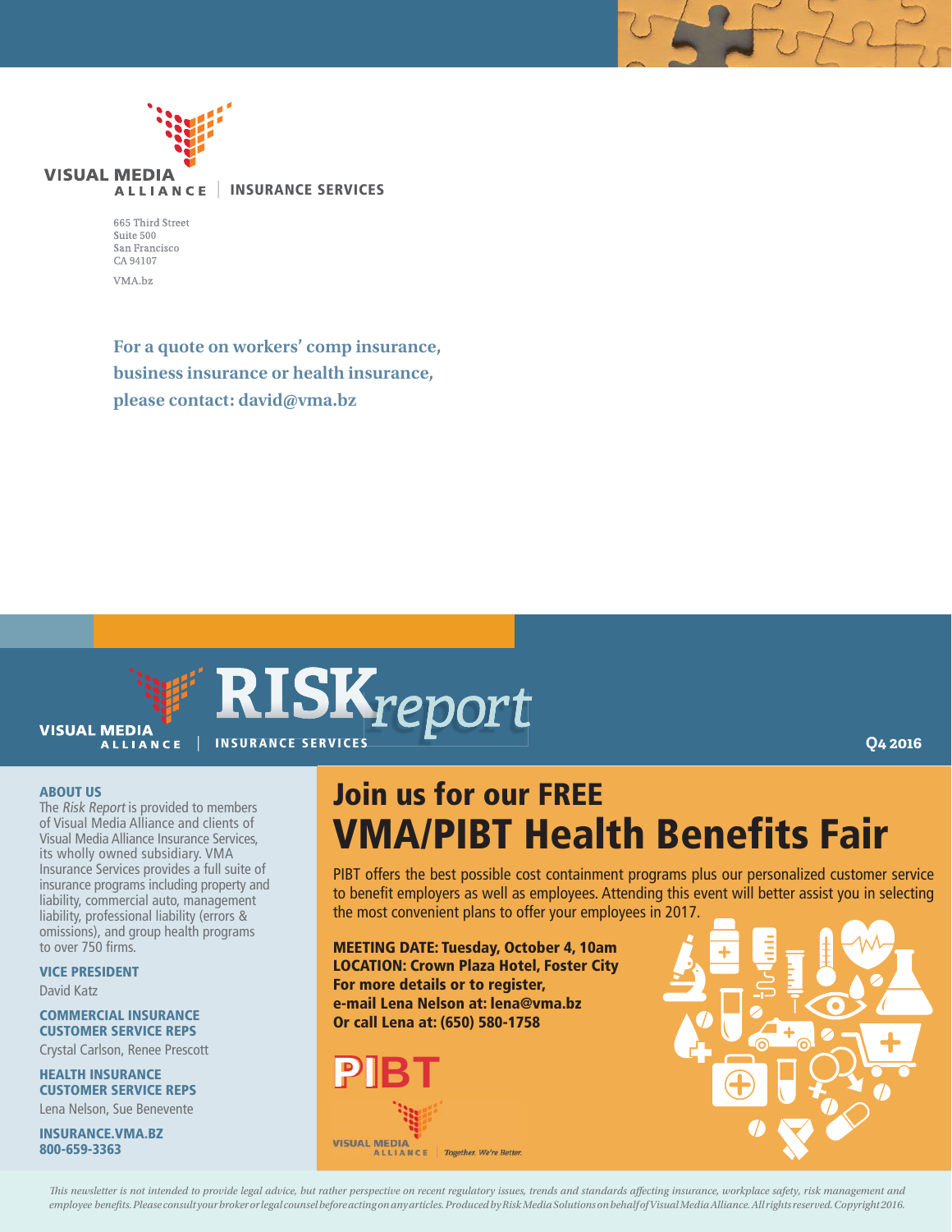VISUAL MEDIA ALLIANCE | INSURANCE SERVICES

665 Third Street
Suite 500
San Francisco
CA 94107

VMA.bz

**For a quote on workers' comp insurance, business insurance or health insurance, please contact: david@vma.bz**

VISUAL MEDIA ALLIANCE | INSURANCE SERVICES

# RISK*report*

**Q4 2016**

### ABOUT US

The *Risk Report* is provided to members of Visual Media Alliance and clients of Visual Media Alliance Insurance Services, its wholly owned subsidiary. VMA Insurance Services provides a full suite of insurance programs including property and liability, commercial auto, management liability, professional liability (errors & omissions), and group health programs to over 750 firms.

### VICE PRESIDENT

David Katz

### COMMERCIAL INSURANCE CUSTOMER SERVICE REPS

Crystal Carlson, Renee Prescott

### HEALTH INSURANCE CUSTOMER SERVICE REPS

Lena Nelson, Sue Benevente

**INSURANCE.VMA.BZ**
**800-659-3363**

## Join us for our FREE VMA/PIBT Health Benefits Fair

PIBT offers the best possible cost containment programs plus our personalized customer service to benefit employers as well as employees. Attending this event will better assist you in selecting the most convenient plans to offer your employees in 2017.

**MEETING DATE: Tuesday, October 4, 10am**
**LOCATION: Crown Plaza Hotel, Foster City**
**For more details or to register,**
**e-mail Lena Nelson at: lena@vma.bz**
**Or call Lena at: (650) 580-1758**

PIBT

VISUAL MEDIA ALLIANCE | *Together. We're Better.*

*This newsletter is not intended to provide legal advice, but rather perspective on recent regulatory issues, trends and standards affecting insurance, workplace safety, risk management and employee benefits. Please consult your broker or legal counsel before acting on any articles. Produced by Risk Media Solutions on behalf of Visual Media Alliance. All rights reserved. Copyright 2016.*